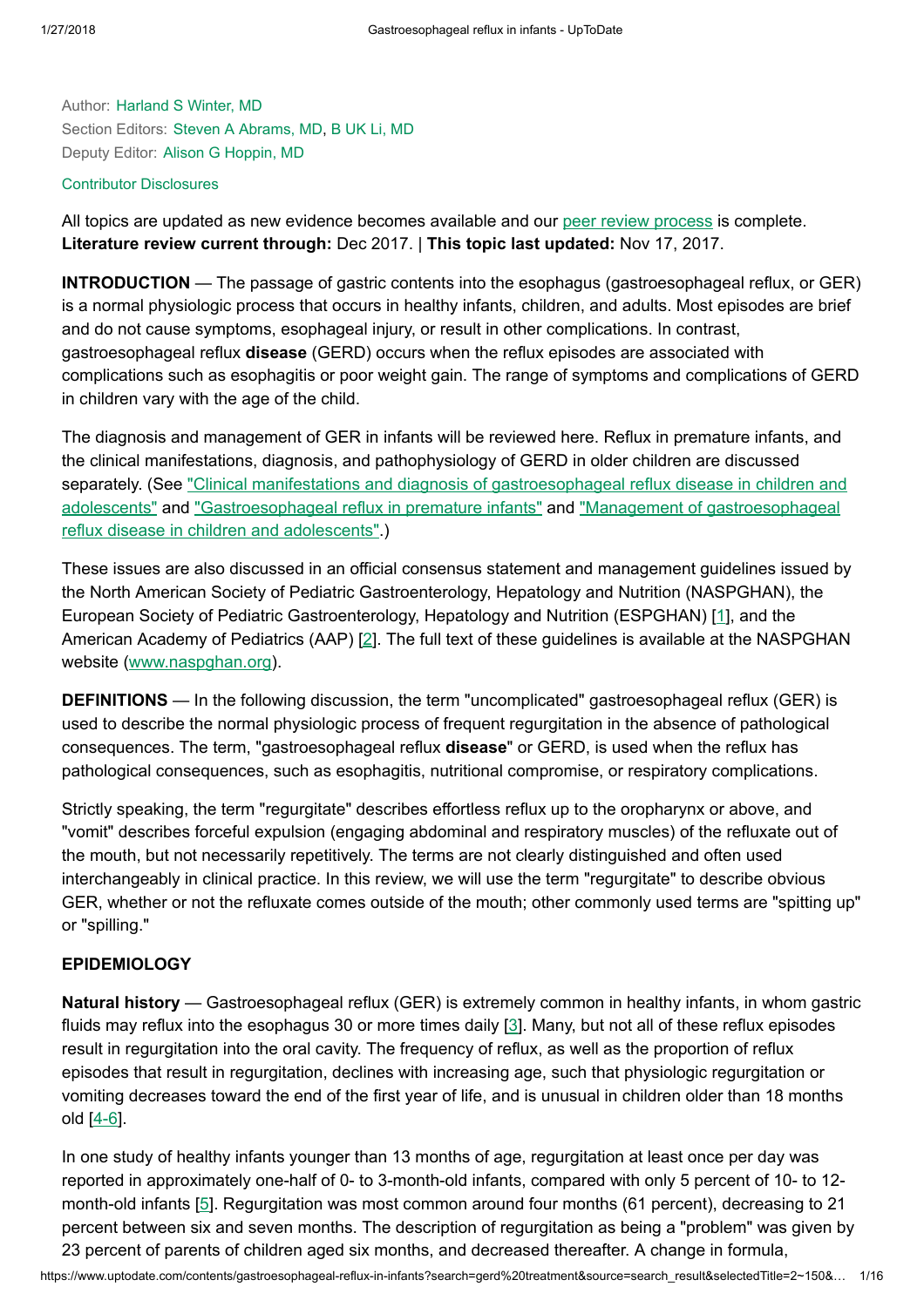Author: Harland S Winter, MD
Section Editors: Steven A Abrams, MD, B UK Li, MD
Deputy Editor: Alison G Hoppin, MD

Contributor Disclosures

All topics are updated as new evidence becomes available and our peer review process is complete.
**Literature review current through:** Dec 2017. | **This topic last updated:** Nov 17, 2017.

**INTRODUCTION** — The passage of gastric contents into the esophagus (gastroesophageal reflux, or GER) is a normal physiologic process that occurs in healthy infants, children, and adults. Most episodes are brief and do not cause symptoms, esophageal injury, or result in other complications. In contrast, gastroesophageal reflux **disease** (GERD) occurs when the reflux episodes are associated with complications such as esophagitis or poor weight gain. The range of symptoms and complications of GERD in children vary with the age of the child.

The diagnosis and management of GER in infants will be reviewed here. Reflux in premature infants, and the clinical manifestations, diagnosis, and pathophysiology of GERD in older children are discussed separately. (See "Clinical manifestations and diagnosis of gastroesophageal reflux disease in children and adolescents" and "Gastroesophageal reflux in premature infants" and "Management of gastroesophageal reflux disease in children and adolescents".)

These issues are also discussed in an official consensus statement and management guidelines issued by the North American Society of Pediatric Gastroenterology, Hepatology and Nutrition (NASPGHAN), the European Society of Pediatric Gastroenterology, Hepatology and Nutrition (ESPGHAN) [1], and the American Academy of Pediatrics (AAP) [2]. The full text of these guidelines is available at the NASPGHAN website (www.naspghan.org).

**DEFINITIONS** — In the following discussion, the term "uncomplicated" gastroesophageal reflux (GER) is used to describe the normal physiologic process of frequent regurgitation in the absence of pathological consequences. The term, "gastroesophageal reflux **disease**" or GERD, is used when the reflux has pathological consequences, such as esophagitis, nutritional compromise, or respiratory complications.

Strictly speaking, the term "regurgitate" describes effortless reflux up to the oropharynx or above, and "vomit" describes forceful expulsion (engaging abdominal and respiratory muscles) of the refluxate out of the mouth, but not necessarily repetitively. The terms are not clearly distinguished and often used interchangeably in clinical practice. In this review, we will use the term "regurgitate" to describe obvious GER, whether or not the refluxate comes outside of the mouth; other commonly used terms are "spitting up" or "spilling."

**EPIDEMIOLOGY**

**Natural history** — Gastroesophageal reflux (GER) is extremely common in healthy infants, in whom gastric fluids may reflux into the esophagus 30 or more times daily [3]. Many, but not all of these reflux episodes result in regurgitation into the oral cavity. The frequency of reflux, as well as the proportion of reflux episodes that result in regurgitation, declines with increasing age, such that physiologic regurgitation or vomiting decreases toward the end of the first year of life, and is unusual in children older than 18 months old [4-6].

In one study of healthy infants younger than 13 months of age, regurgitation at least once per day was reported in approximately one-half of 0- to 3-month-old infants, compared with only 5 percent of 10- to 12-month-old infants [5]. Regurgitation was most common around four months (61 percent), decreasing to 21 percent between six and seven months. The description of regurgitation as being a "problem" was given by 23 percent of parents of children aged six months, and decreased thereafter. A change in formula,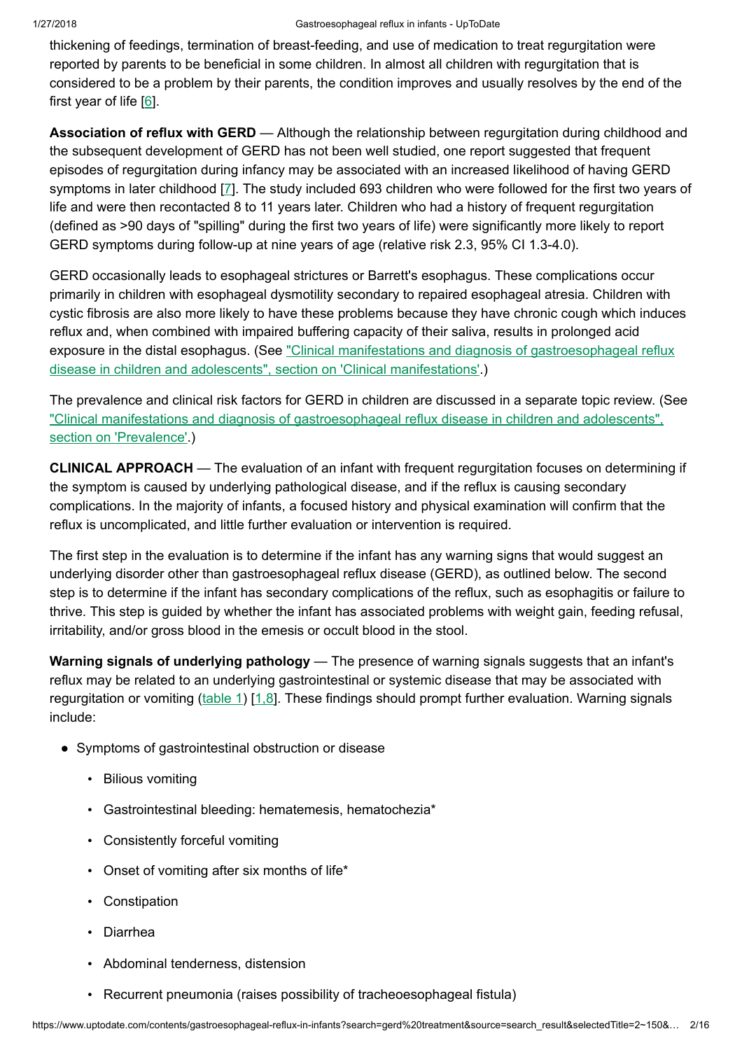thickening of feedings, termination of breast-feeding, and use of medication to treat regurgitation were reported by parents to be beneficial in some children. In almost all children with regurgitation that is considered to be a problem by their parents, the condition improves and usually resolves by the end of the first year of life [6].

**Association of reflux with GERD** — Although the relationship between regurgitation during childhood and the subsequent development of GERD has not been well studied, one report suggested that frequent episodes of regurgitation during infancy may be associated with an increased likelihood of having GERD symptoms in later childhood [7]. The study included 693 children who were followed for the first two years of life and were then recontacted 8 to 11 years later. Children who had a history of frequent regurgitation (defined as >90 days of "spilling" during the first two years of life) were significantly more likely to report GERD symptoms during follow-up at nine years of age (relative risk 2.3, 95% CI 1.3-4.0).

GERD occasionally leads to esophageal strictures or Barrett's esophagus. These complications occur primarily in children with esophageal dysmotility secondary to repaired esophageal atresia. Children with cystic fibrosis are also more likely to have these problems because they have chronic cough which induces reflux and, when combined with impaired buffering capacity of their saliva, results in prolonged acid exposure in the distal esophagus. (See "Clinical manifestations and diagnosis of gastroesophageal reflux disease in children and adolescents", section on 'Clinical manifestations'.)

The prevalence and clinical risk factors for GERD in children are discussed in a separate topic review. (See "Clinical manifestations and diagnosis of gastroesophageal reflux disease in children and adolescents", section on 'Prevalence'.)

**CLINICAL APPROACH** — The evaluation of an infant with frequent regurgitation focuses on determining if the symptom is caused by underlying pathological disease, and if the reflux is causing secondary complications. In the majority of infants, a focused history and physical examination will confirm that the reflux is uncomplicated, and little further evaluation or intervention is required.

The first step in the evaluation is to determine if the infant has any warning signs that would suggest an underlying disorder other than gastroesophageal reflux disease (GERD), as outlined below. The second step is to determine if the infant has secondary complications of the reflux, such as esophagitis or failure to thrive. This step is guided by whether the infant has associated problems with weight gain, feeding refusal, irritability, and/or gross blood in the emesis or occult blood in the stool.

**Warning signals of underlying pathology** — The presence of warning signals suggests that an infant's reflux may be related to an underlying gastrointestinal or systemic disease that may be associated with regurgitation or vomiting (table 1) [1,8]. These findings should prompt further evaluation. Warning signals include:

- Symptoms of gastrointestinal obstruction or disease
  - Bilious vomiting
  - Gastrointestinal bleeding: hematemesis, hematochezia*
  - Consistently forceful vomiting
  - Onset of vomiting after six months of life*
  - Constipation
  - Diarrhea
  - Abdominal tenderness, distension
  - Recurrent pneumonia (raises possibility of tracheoesophageal fistula)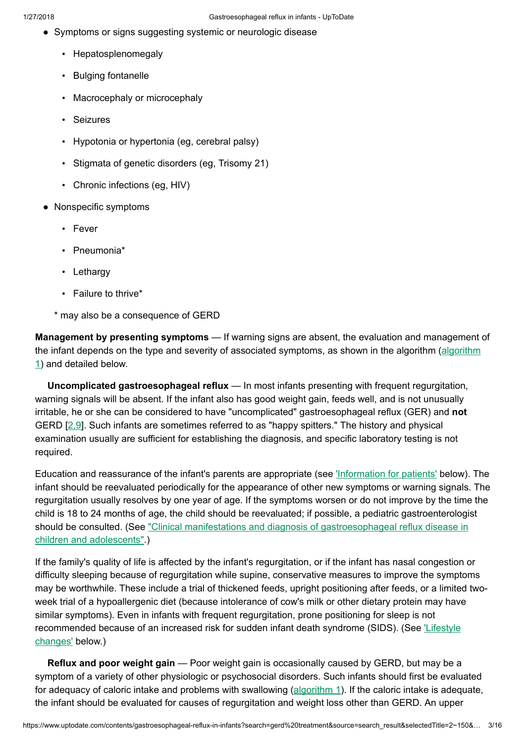- Symptoms or signs suggesting systemic or neurologic disease
  - Hepatosplenomegaly
  - Bulging fontanelle
  - Macrocephaly or microcephaly
  - Seizures
  - Hypotonia or hypertonia (eg, cerebral palsy)
  - Stigmata of genetic disorders (eg, Trisomy 21)
  - Chronic infections (eg, HIV)
- Nonspecific symptoms
  - Fever
  - Pneumonia*
  - Lethargy
  - Failure to thrive*

  * may also be a consequence of GERD

**Management by presenting symptoms** — If warning signs are absent, the evaluation and management of the infant depends on the type and severity of associated symptoms, as shown in the algorithm (algorithm 1) and detailed below.

**Uncomplicated gastroesophageal reflux** — In most infants presenting with frequent regurgitation, warning signals will be absent. If the infant also has good weight gain, feeds well, and is not unusually irritable, he or she can be considered to have "uncomplicated" gastroesophageal reflux (GER) and **not** GERD [2,9]. Such infants are sometimes referred to as "happy spitters." The history and physical examination usually are sufficient for establishing the diagnosis, and specific laboratory testing is not required.

Education and reassurance of the infant's parents are appropriate (see 'Information for patients' below). The infant should be reevaluated periodically for the appearance of other new symptoms or warning signals. The regurgitation usually resolves by one year of age. If the symptoms worsen or do not improve by the time the child is 18 to 24 months of age, the child should be reevaluated; if possible, a pediatric gastroenterologist should be consulted. (See "Clinical manifestations and diagnosis of gastroesophageal reflux disease in children and adolescents".)

If the family's quality of life is affected by the infant's regurgitation, or if the infant has nasal congestion or difficulty sleeping because of regurgitation while supine, conservative measures to improve the symptoms may be worthwhile. These include a trial of thickened feeds, upright positioning after feeds, or a limited two-week trial of a hypoallergenic diet (because intolerance of cow's milk or other dietary protein may have similar symptoms). Even in infants with frequent regurgitation, prone positioning for sleep is not recommended because of an increased risk for sudden infant death syndrome (SIDS). (See 'Lifestyle changes' below.)

**Reflux and poor weight gain** — Poor weight gain is occasionally caused by GERD, but may be a symptom of a variety of other physiologic or psychosocial disorders. Such infants should first be evaluated for adequacy of caloric intake and problems with swallowing (algorithm 1). If the caloric intake is adequate, the infant should be evaluated for causes of regurgitation and weight loss other than GERD. An upper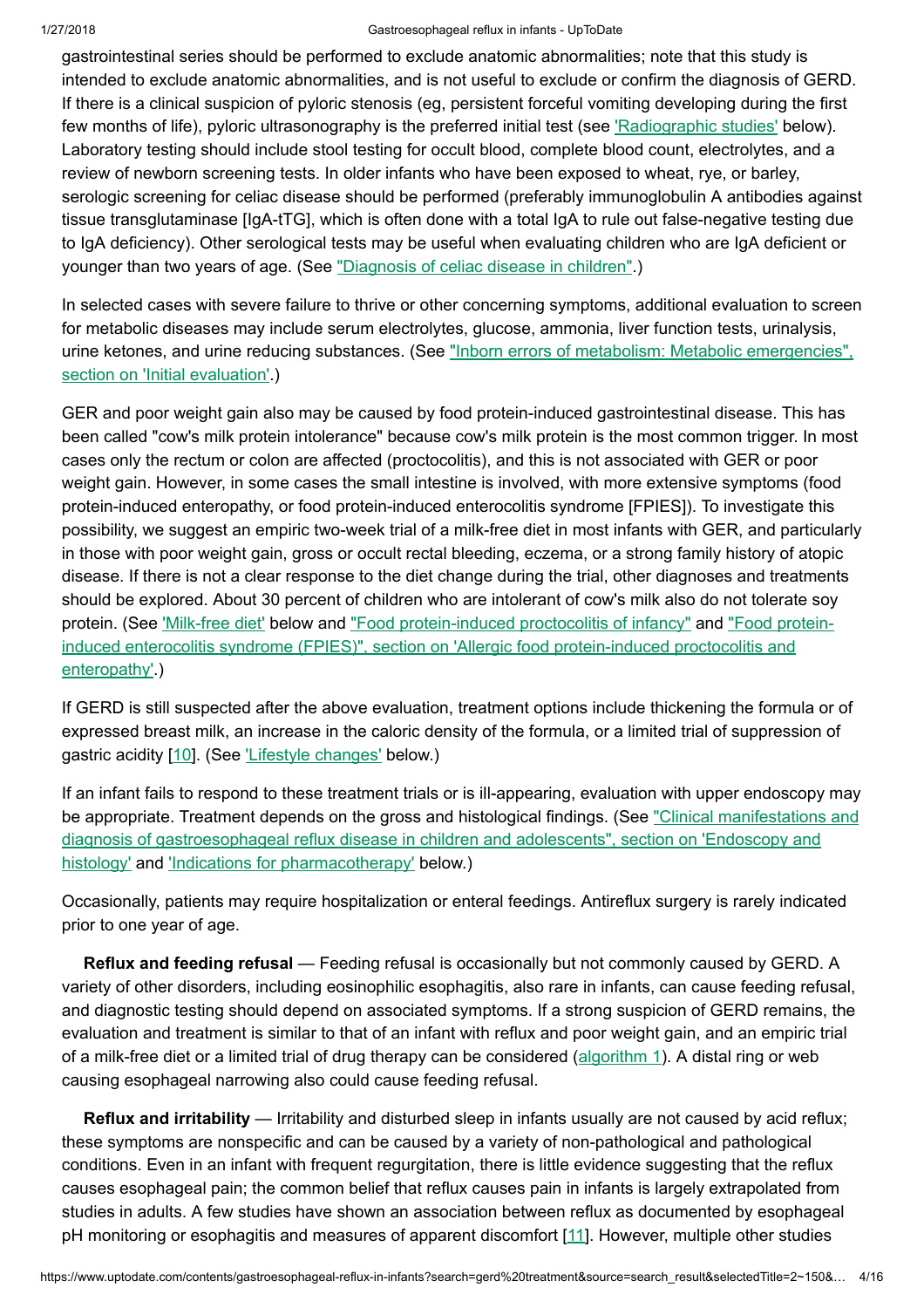gastrointestinal series should be performed to exclude anatomic abnormalities; note that this study is intended to exclude anatomic abnormalities, and is not useful to exclude or confirm the diagnosis of GERD. If there is a clinical suspicion of pyloric stenosis (eg, persistent forceful vomiting developing during the first few months of life), pyloric ultrasonography is the preferred initial test (see 'Radiographic studies' below). Laboratory testing should include stool testing for occult blood, complete blood count, electrolytes, and a review of newborn screening tests. In older infants who have been exposed to wheat, rye, or barley, serologic screening for celiac disease should be performed (preferably immunoglobulin A antibodies against tissue transglutaminase [IgA-tTG], which is often done with a total IgA to rule out false-negative testing due to IgA deficiency). Other serological tests may be useful when evaluating children who are IgA deficient or younger than two years of age. (See "Diagnosis of celiac disease in children".)

In selected cases with severe failure to thrive or other concerning symptoms, additional evaluation to screen for metabolic diseases may include serum electrolytes, glucose, ammonia, liver function tests, urinalysis, urine ketones, and urine reducing substances. (See "Inborn errors of metabolism: Metabolic emergencies", section on 'Initial evaluation'.)

GER and poor weight gain also may be caused by food protein-induced gastrointestinal disease. This has been called "cow's milk protein intolerance" because cow's milk protein is the most common trigger. In most cases only the rectum or colon are affected (proctocolitis), and this is not associated with GER or poor weight gain. However, in some cases the small intestine is involved, with more extensive symptoms (food protein-induced enteropathy, or food protein-induced enterocolitis syndrome [FPIES]). To investigate this possibility, we suggest an empiric two-week trial of a milk-free diet in most infants with GER, and particularly in those with poor weight gain, gross or occult rectal bleeding, eczema, or a strong family history of atopic disease. If there is not a clear response to the diet change during the trial, other diagnoses and treatments should be explored. About 30 percent of children who are intolerant of cow's milk also do not tolerate soy protein. (See 'Milk-free diet' below and "Food protein-induced proctocolitis of infancy" and "Food protein-induced enterocolitis syndrome (FPIES)", section on 'Allergic food protein-induced proctocolitis and enteropathy'.)

If GERD is still suspected after the above evaluation, treatment options include thickening the formula or of expressed breast milk, an increase in the caloric density of the formula, or a limited trial of suppression of gastric acidity [10]. (See 'Lifestyle changes' below.)

If an infant fails to respond to these treatment trials or is ill-appearing, evaluation with upper endoscopy may be appropriate. Treatment depends on the gross and histological findings. (See "Clinical manifestations and diagnosis of gastroesophageal reflux disease in children and adolescents", section on 'Endoscopy and histology' and 'Indications for pharmacotherapy' below.)

Occasionally, patients may require hospitalization or enteral feedings. Antireflux surgery is rarely indicated prior to one year of age.

**Reflux and feeding refusal** — Feeding refusal is occasionally but not commonly caused by GERD. A variety of other disorders, including eosinophilic esophagitis, also rare in infants, can cause feeding refusal, and diagnostic testing should depend on associated symptoms. If a strong suspicion of GERD remains, the evaluation and treatment is similar to that of an infant with reflux and poor weight gain, and an empiric trial of a milk-free diet or a limited trial of drug therapy can be considered (algorithm 1). A distal ring or web causing esophageal narrowing also could cause feeding refusal.

**Reflux and irritability** — Irritability and disturbed sleep in infants usually are not caused by acid reflux; these symptoms are nonspecific and can be caused by a variety of non-pathological and pathological conditions. Even in an infant with frequent regurgitation, there is little evidence suggesting that the reflux causes esophageal pain; the common belief that reflux causes pain in infants is largely extrapolated from studies in adults. A few studies have shown an association between reflux as documented by esophageal pH monitoring or esophagitis and measures of apparent discomfort [11]. However, multiple other studies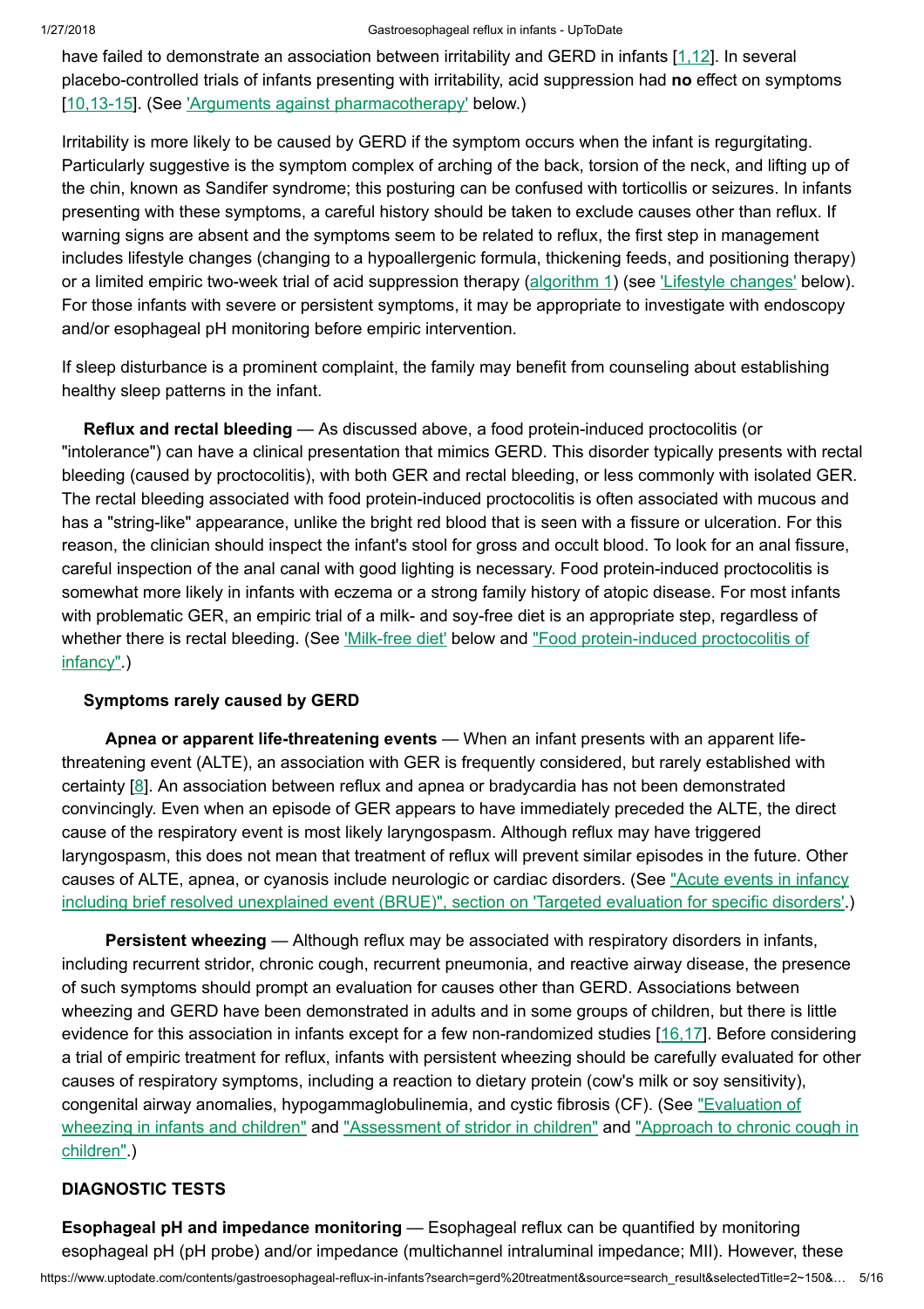have failed to demonstrate an association between irritability and GERD in infants [1,12]. In several placebo-controlled trials of infants presenting with irritability, acid suppression had **no** effect on symptoms [10,13-15]. (See 'Arguments against pharmacotherapy' below.)

Irritability is more likely to be caused by GERD if the symptom occurs when the infant is regurgitating. Particularly suggestive is the symptom complex of arching of the back, torsion of the neck, and lifting up of the chin, known as Sandifer syndrome; this posturing can be confused with torticollis or seizures. In infants presenting with these symptoms, a careful history should be taken to exclude causes other than reflux. If warning signs are absent and the symptoms seem to be related to reflux, the first step in management includes lifestyle changes (changing to a hypoallergenic formula, thickening feeds, and positioning therapy) or a limited empiric two-week trial of acid suppression therapy (algorithm 1) (see 'Lifestyle changes' below). For those infants with severe or persistent symptoms, it may be appropriate to investigate with endoscopy and/or esophageal pH monitoring before empiric intervention.

If sleep disturbance is a prominent complaint, the family may benefit from counseling about establishing healthy sleep patterns in the infant.

**Reflux and rectal bleeding** — As discussed above, a food protein-induced proctocolitis (or "intolerance") can have a clinical presentation that mimics GERD. This disorder typically presents with rectal bleeding (caused by proctocolitis), with both GER and rectal bleeding, or less commonly with isolated GER. The rectal bleeding associated with food protein-induced proctocolitis is often associated with mucous and has a "string-like" appearance, unlike the bright red blood that is seen with a fissure or ulceration. For this reason, the clinician should inspect the infant's stool for gross and occult blood. To look for an anal fissure, careful inspection of the anal canal with good lighting is necessary. Food protein-induced proctocolitis is somewhat more likely in infants with eczema or a strong family history of atopic disease. For most infants with problematic GER, an empiric trial of a milk- and soy-free diet is an appropriate step, regardless of whether there is rectal bleeding. (See 'Milk-free diet' below and "Food protein-induced proctocolitis of infancy".)

### Symptoms rarely caused by GERD

**Apnea or apparent life-threatening events** — When an infant presents with an apparent life-threatening event (ALTE), an association with GER is frequently considered, but rarely established with certainty [8]. An association between reflux and apnea or bradycardia has not been demonstrated convincingly. Even when an episode of GER appears to have immediately preceded the ALTE, the direct cause of the respiratory event is most likely laryngospasm. Although reflux may have triggered laryngospasm, this does not mean that treatment of reflux will prevent similar episodes in the future. Other causes of ALTE, apnea, or cyanosis include neurologic or cardiac disorders. (See "Acute events in infancy including brief resolved unexplained event (BRUE)", section on 'Targeted evaluation for specific disorders'.)

**Persistent wheezing** — Although reflux may be associated with respiratory disorders in infants, including recurrent stridor, chronic cough, recurrent pneumonia, and reactive airway disease, the presence of such symptoms should prompt an evaluation for causes other than GERD. Associations between wheezing and GERD have been demonstrated in adults and in some groups of children, but there is little evidence for this association in infants except for a few non-randomized studies [16,17]. Before considering a trial of empiric treatment for reflux, infants with persistent wheezing should be carefully evaluated for other causes of respiratory symptoms, including a reaction to dietary protein (cow's milk or soy sensitivity), congenital airway anomalies, hypogammaglobulinemia, and cystic fibrosis (CF). (See "Evaluation of wheezing in infants and children" and "Assessment of stridor in children" and "Approach to chronic cough in children".)

## DIAGNOSTIC TESTS

**Esophageal pH and impedance monitoring** — Esophageal reflux can be quantified by monitoring esophageal pH (pH probe) and/or impedance (multichannel intraluminal impedance; MII). However, these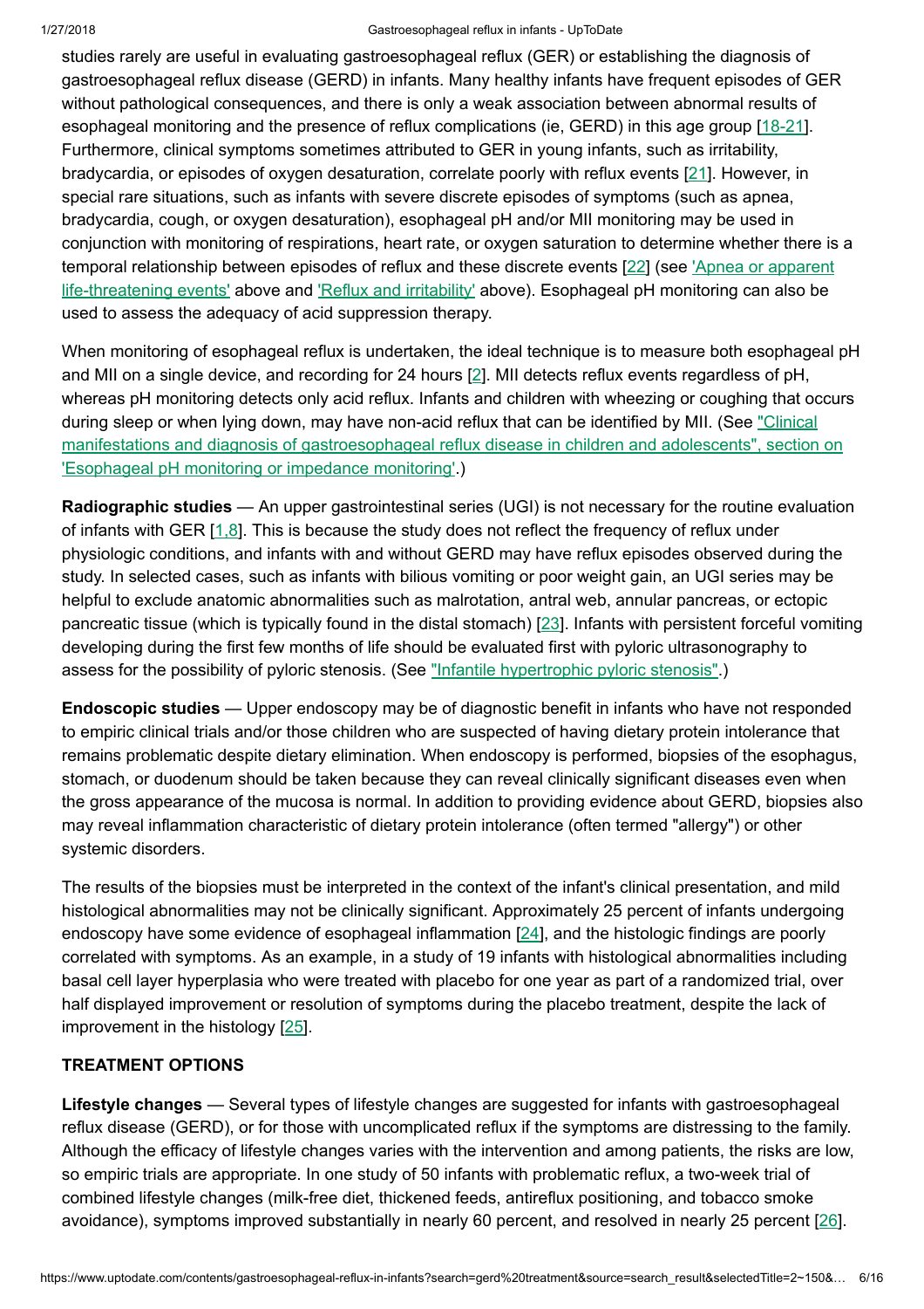studies rarely are useful in evaluating gastroesophageal reflux (GER) or establishing the diagnosis of gastroesophageal reflux disease (GERD) in infants. Many healthy infants have frequent episodes of GER without pathological consequences, and there is only a weak association between abnormal results of esophageal monitoring and the presence of reflux complications (ie, GERD) in this age group [18-21]. Furthermore, clinical symptoms sometimes attributed to GER in young infants, such as irritability, bradycardia, or episodes of oxygen desaturation, correlate poorly with reflux events [21]. However, in special rare situations, such as infants with severe discrete episodes of symptoms (such as apnea, bradycardia, cough, or oxygen desaturation), esophageal pH and/or MII monitoring may be used in conjunction with monitoring of respirations, heart rate, or oxygen saturation to determine whether there is a temporal relationship between episodes of reflux and these discrete events [22] (see 'Apnea or apparent life-threatening events' above and 'Reflux and irritability' above). Esophageal pH monitoring can also be used to assess the adequacy of acid suppression therapy.

When monitoring of esophageal reflux is undertaken, the ideal technique is to measure both esophageal pH and MII on a single device, and recording for 24 hours [2]. MII detects reflux events regardless of pH, whereas pH monitoring detects only acid reflux. Infants and children with wheezing or coughing that occurs during sleep or when lying down, may have non-acid reflux that can be identified by MII. (See "Clinical manifestations and diagnosis of gastroesophageal reflux disease in children and adolescents", section on 'Esophageal pH monitoring or impedance monitoring'.)

**Radiographic studies** — An upper gastrointestinal series (UGI) is not necessary for the routine evaluation of infants with GER [1,8]. This is because the study does not reflect the frequency of reflux under physiologic conditions, and infants with and without GERD may have reflux episodes observed during the study. In selected cases, such as infants with bilious vomiting or poor weight gain, an UGI series may be helpful to exclude anatomic abnormalities such as malrotation, antral web, annular pancreas, or ectopic pancreatic tissue (which is typically found in the distal stomach) [23]. Infants with persistent forceful vomiting developing during the first few months of life should be evaluated first with pyloric ultrasonography to assess for the possibility of pyloric stenosis. (See "Infantile hypertrophic pyloric stenosis".)

**Endoscopic studies** — Upper endoscopy may be of diagnostic benefit in infants who have not responded to empiric clinical trials and/or those children who are suspected of having dietary protein intolerance that remains problematic despite dietary elimination. When endoscopy is performed, biopsies of the esophagus, stomach, or duodenum should be taken because they can reveal clinically significant diseases even when the gross appearance of the mucosa is normal. In addition to providing evidence about GERD, biopsies also may reveal inflammation characteristic of dietary protein intolerance (often termed "allergy") or other systemic disorders.

The results of the biopsies must be interpreted in the context of the infant's clinical presentation, and mild histological abnormalities may not be clinically significant. Approximately 25 percent of infants undergoing endoscopy have some evidence of esophageal inflammation [24], and the histologic findings are poorly correlated with symptoms. As an example, in a study of 19 infants with histological abnormalities including basal cell layer hyperplasia who were treated with placebo for one year as part of a randomized trial, over half displayed improvement or resolution of symptoms during the placebo treatment, despite the lack of improvement in the histology [25].

## TREATMENT OPTIONS

**Lifestyle changes** — Several types of lifestyle changes are suggested for infants with gastroesophageal reflux disease (GERD), or for those with uncomplicated reflux if the symptoms are distressing to the family. Although the efficacy of lifestyle changes varies with the intervention and among patients, the risks are low, so empiric trials are appropriate. In one study of 50 infants with problematic reflux, a two-week trial of combined lifestyle changes (milk-free diet, thickened feeds, antireflux positioning, and tobacco smoke avoidance), symptoms improved substantially in nearly 60 percent, and resolved in nearly 25 percent [26].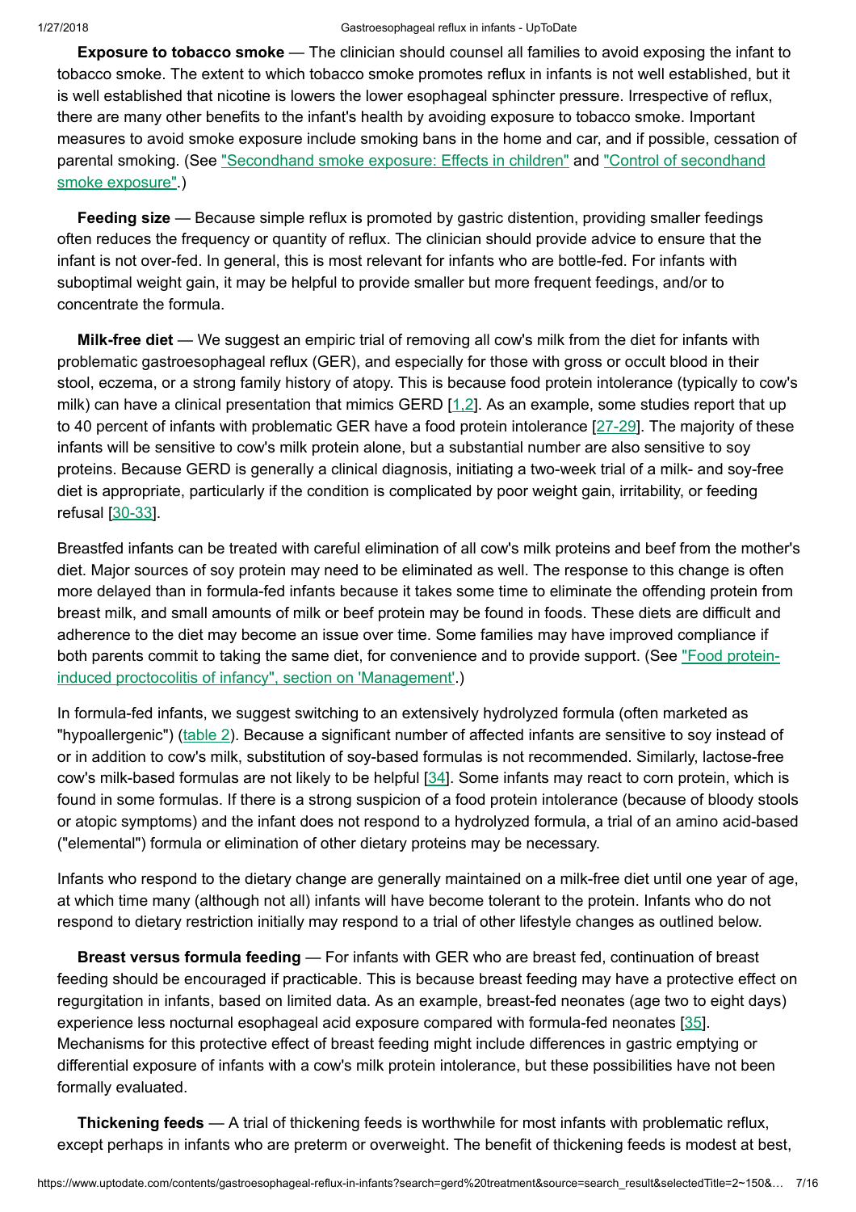**Exposure to tobacco smoke** — The clinician should counsel all families to avoid exposing the infant to tobacco smoke. The extent to which tobacco smoke promotes reflux in infants is not well established, but it is well established that nicotine is lowers the lower esophageal sphincter pressure. Irrespective of reflux, there are many other benefits to the infant's health by avoiding exposure to tobacco smoke. Important measures to avoid smoke exposure include smoking bans in the home and car, and if possible, cessation of parental smoking. (See "Secondhand smoke exposure: Effects in children" and "Control of secondhand smoke exposure".)

**Feeding size** — Because simple reflux is promoted by gastric distention, providing smaller feedings often reduces the frequency or quantity of reflux. The clinician should provide advice to ensure that the infant is not over-fed. In general, this is most relevant for infants who are bottle-fed. For infants with suboptimal weight gain, it may be helpful to provide smaller but more frequent feedings, and/or to concentrate the formula.

**Milk-free diet** — We suggest an empiric trial of removing all cow's milk from the diet for infants with problematic gastroesophageal reflux (GER), and especially for those with gross or occult blood in their stool, eczema, or a strong family history of atopy. This is because food protein intolerance (typically to cow's milk) can have a clinical presentation that mimics GERD [1,2]. As an example, some studies report that up to 40 percent of infants with problematic GER have a food protein intolerance [27-29]. The majority of these infants will be sensitive to cow's milk protein alone, but a substantial number are also sensitive to soy proteins. Because GERD is generally a clinical diagnosis, initiating a two-week trial of a milk- and soy-free diet is appropriate, particularly if the condition is complicated by poor weight gain, irritability, or feeding refusal [30-33].

Breastfed infants can be treated with careful elimination of all cow's milk proteins and beef from the mother's diet. Major sources of soy protein may need to be eliminated as well. The response to this change is often more delayed than in formula-fed infants because it takes some time to eliminate the offending protein from breast milk, and small amounts of milk or beef protein may be found in foods. These diets are difficult and adherence to the diet may become an issue over time. Some families may have improved compliance if both parents commit to taking the same diet, for convenience and to provide support. (See "Food protein-induced proctocolitis of infancy", section on 'Management'.)

In formula-fed infants, we suggest switching to an extensively hydrolyzed formula (often marketed as "hypoallergenic") (table 2). Because a significant number of affected infants are sensitive to soy instead of or in addition to cow's milk, substitution of soy-based formulas is not recommended. Similarly, lactose-free cow's milk-based formulas are not likely to be helpful [34]. Some infants may react to corn protein, which is found in some formulas. If there is a strong suspicion of a food protein intolerance (because of bloody stools or atopic symptoms) and the infant does not respond to a hydrolyzed formula, a trial of an amino acid-based ("elemental") formula or elimination of other dietary proteins may be necessary.

Infants who respond to the dietary change are generally maintained on a milk-free diet until one year of age, at which time many (although not all) infants will have become tolerant to the protein. Infants who do not respond to dietary restriction initially may respond to a trial of other lifestyle changes as outlined below.

**Breast versus formula feeding** — For infants with GER who are breast fed, continuation of breast feeding should be encouraged if practicable. This is because breast feeding may have a protective effect on regurgitation in infants, based on limited data. As an example, breast-fed neonates (age two to eight days) experience less nocturnal esophageal acid exposure compared with formula-fed neonates [35]. Mechanisms for this protective effect of breast feeding might include differences in gastric emptying or differential exposure of infants with a cow's milk protein intolerance, but these possibilities have not been formally evaluated.

**Thickening feeds** — A trial of thickening feeds is worthwhile for most infants with problematic reflux, except perhaps in infants who are preterm or overweight. The benefit of thickening feeds is modest at best,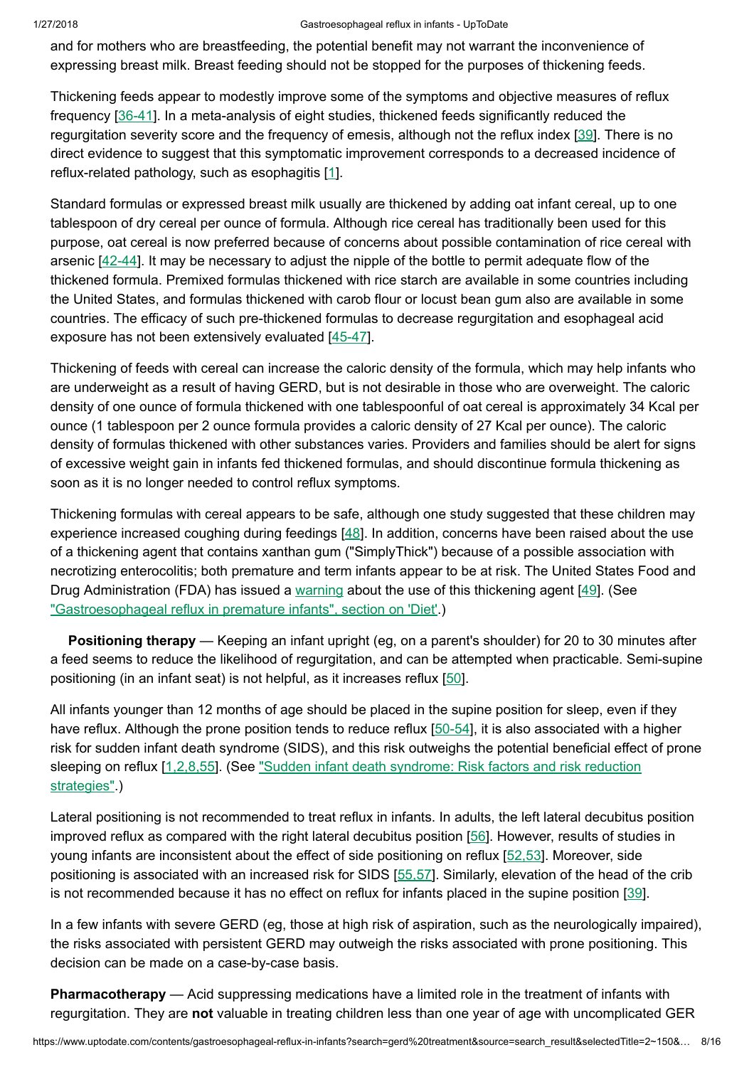and for mothers who are breastfeeding, the potential benefit may not warrant the inconvenience of expressing breast milk. Breast feeding should not be stopped for the purposes of thickening feeds.

Thickening feeds appear to modestly improve some of the symptoms and objective measures of reflux frequency [36-41]. In a meta-analysis of eight studies, thickened feeds significantly reduced the regurgitation severity score and the frequency of emesis, although not the reflux index [39]. There is no direct evidence to suggest that this symptomatic improvement corresponds to a decreased incidence of reflux-related pathology, such as esophagitis [1].

Standard formulas or expressed breast milk usually are thickened by adding oat infant cereal, up to one tablespoon of dry cereal per ounce of formula. Although rice cereal has traditionally been used for this purpose, oat cereal is now preferred because of concerns about possible contamination of rice cereal with arsenic [42-44]. It may be necessary to adjust the nipple of the bottle to permit adequate flow of the thickened formula. Premixed formulas thickened with rice starch are available in some countries including the United States, and formulas thickened with carob flour or locust bean gum also are available in some countries. The efficacy of such pre-thickened formulas to decrease regurgitation and esophageal acid exposure has not been extensively evaluated [45-47].

Thickening of feeds with cereal can increase the caloric density of the formula, which may help infants who are underweight as a result of having GERD, but is not desirable in those who are overweight. The caloric density of one ounce of formula thickened with one tablespoonful of oat cereal is approximately 34 Kcal per ounce (1 tablespoon per 2 ounce formula provides a caloric density of 27 Kcal per ounce). The caloric density of formulas thickened with other substances varies. Providers and families should be alert for signs of excessive weight gain in infants fed thickened formulas, and should discontinue formula thickening as soon as it is no longer needed to control reflux symptoms.

Thickening formulas with cereal appears to be safe, although one study suggested that these children may experience increased coughing during feedings [48]. In addition, concerns have been raised about the use of a thickening agent that contains xanthan gum ("SimplyThick") because of a possible association with necrotizing enterocolitis; both premature and term infants appear to be at risk. The United States Food and Drug Administration (FDA) has issued a warning about the use of this thickening agent [49]. (See "Gastroesophageal reflux in premature infants", section on 'Diet'.)

**Positioning therapy** — Keeping an infant upright (eg, on a parent's shoulder) for 20 to 30 minutes after a feed seems to reduce the likelihood of regurgitation, and can be attempted when practicable. Semi-supine positioning (in an infant seat) is not helpful, as it increases reflux [50].

All infants younger than 12 months of age should be placed in the supine position for sleep, even if they have reflux. Although the prone position tends to reduce reflux [50-54], it is also associated with a higher risk for sudden infant death syndrome (SIDS), and this risk outweighs the potential beneficial effect of prone sleeping on reflux [1,2,8,55]. (See "Sudden infant death syndrome: Risk factors and risk reduction strategies".)

Lateral positioning is not recommended to treat reflux in infants. In adults, the left lateral decubitus position improved reflux as compared with the right lateral decubitus position [56]. However, results of studies in young infants are inconsistent about the effect of side positioning on reflux [52,53]. Moreover, side positioning is associated with an increased risk for SIDS [55,57]. Similarly, elevation of the head of the crib is not recommended because it has no effect on reflux for infants placed in the supine position [39].

In a few infants with severe GERD (eg, those at high risk of aspiration, such as the neurologically impaired), the risks associated with persistent GERD may outweigh the risks associated with prone positioning. This decision can be made on a case-by-case basis.

**Pharmacotherapy** — Acid suppressing medications have a limited role in the treatment of infants with regurgitation. They are **not** valuable in treating children less than one year of age with uncomplicated GER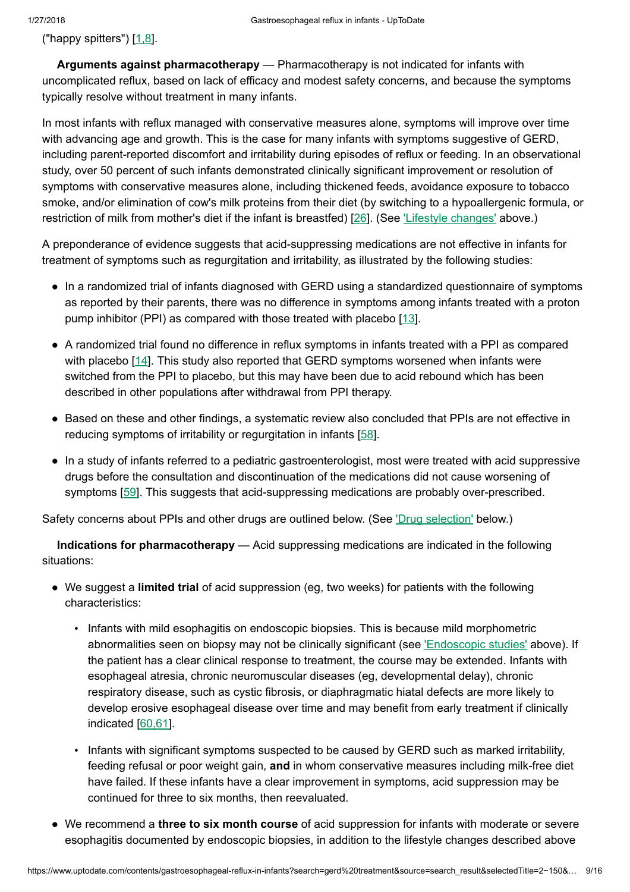("happy spitters") [1,8].

**Arguments against pharmacotherapy** — Pharmacotherapy is not indicated for infants with uncomplicated reflux, based on lack of efficacy and modest safety concerns, and because the symptoms typically resolve without treatment in many infants.

In most infants with reflux managed with conservative measures alone, symptoms will improve over time with advancing age and growth. This is the case for many infants with symptoms suggestive of GERD, including parent-reported discomfort and irritability during episodes of reflux or feeding. In an observational study, over 50 percent of such infants demonstrated clinically significant improvement or resolution of symptoms with conservative measures alone, including thickened feeds, avoidance exposure to tobacco smoke, and/or elimination of cow's milk proteins from their diet (by switching to a hypoallergenic formula, or restriction of milk from mother's diet if the infant is breastfed) [26]. (See 'Lifestyle changes' above.)

A preponderance of evidence suggests that acid-suppressing medications are not effective in infants for treatment of symptoms such as regurgitation and irritability, as illustrated by the following studies:

- In a randomized trial of infants diagnosed with GERD using a standardized questionnaire of symptoms as reported by their parents, there was no difference in symptoms among infants treated with a proton pump inhibitor (PPI) as compared with those treated with placebo [13].
- A randomized trial found no difference in reflux symptoms in infants treated with a PPI as compared with placebo [14]. This study also reported that GERD symptoms worsened when infants were switched from the PPI to placebo, but this may have been due to acid rebound which has been described in other populations after withdrawal from PPI therapy.
- Based on these and other findings, a systematic review also concluded that PPIs are not effective in reducing symptoms of irritability or regurgitation in infants [58].
- In a study of infants referred to a pediatric gastroenterologist, most were treated with acid suppressive drugs before the consultation and discontinuation of the medications did not cause worsening of symptoms [59]. This suggests that acid-suppressing medications are probably over-prescribed.

Safety concerns about PPIs and other drugs are outlined below. (See 'Drug selection' below.)

**Indications for pharmacotherapy** — Acid suppressing medications are indicated in the following situations:

- We suggest a **limited trial** of acid suppression (eg, two weeks) for patients with the following characteristics:
  - Infants with mild esophagitis on endoscopic biopsies. This is because mild morphometric abnormalities seen on biopsy may not be clinically significant (see 'Endoscopic studies' above). If the patient has a clear clinical response to treatment, the course may be extended. Infants with esophageal atresia, chronic neuromuscular diseases (eg, developmental delay), chronic respiratory disease, such as cystic fibrosis, or diaphragmatic hiatal defects are more likely to develop erosive esophageal disease over time and may benefit from early treatment if clinically indicated [60,61].
  - Infants with significant symptoms suspected to be caused by GERD such as marked irritability, feeding refusal or poor weight gain, **and** in whom conservative measures including milk-free diet have failed. If these infants have a clear improvement in symptoms, acid suppression may be continued for three to six months, then reevaluated.
- We recommend a **three to six month course** of acid suppression for infants with moderate or severe esophagitis documented by endoscopic biopsies, in addition to the lifestyle changes described above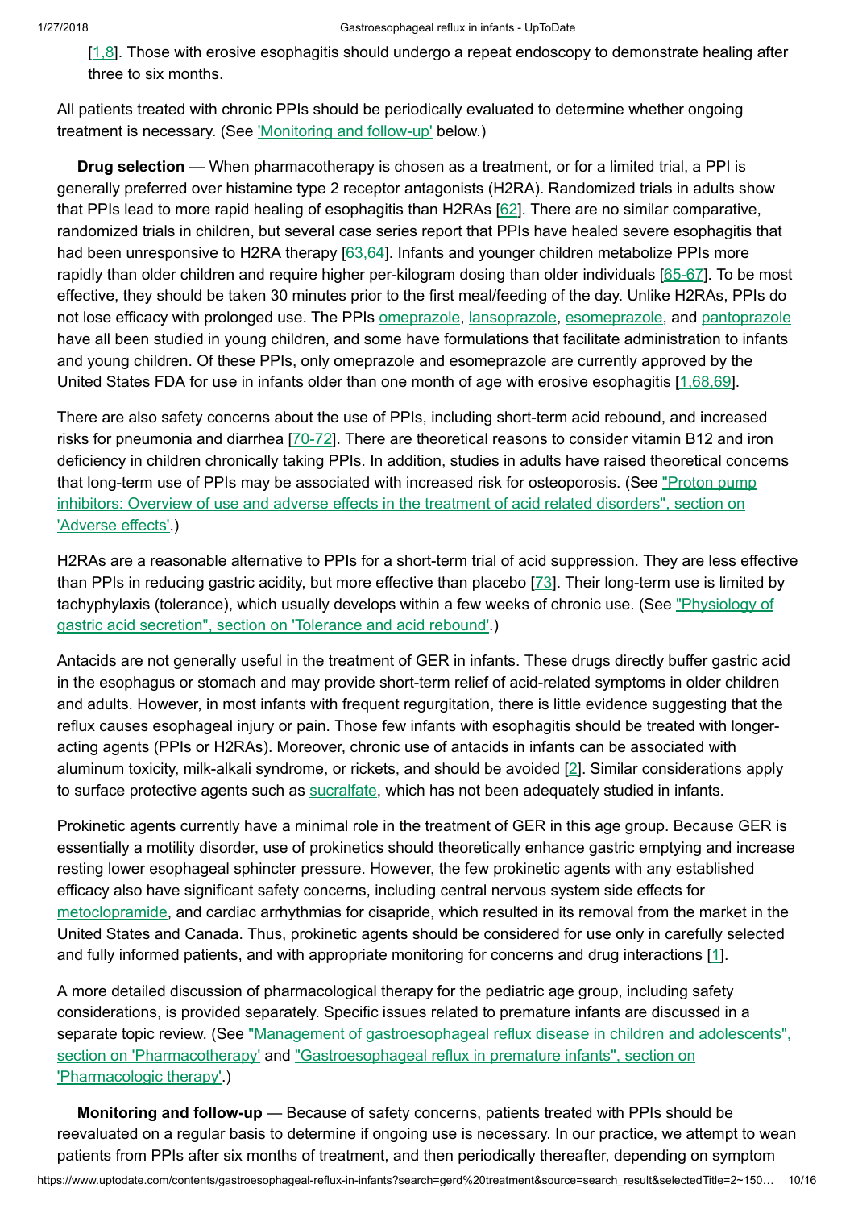[1,8]. Those with erosive esophagitis should undergo a repeat endoscopy to demonstrate healing after three to six months.

All patients treated with chronic PPIs should be periodically evaluated to determine whether ongoing treatment is necessary. (See 'Monitoring and follow-up' below.)

**Drug selection** — When pharmacotherapy is chosen as a treatment, or for a limited trial, a PPI is generally preferred over histamine type 2 receptor antagonists (H2RA). Randomized trials in adults show that PPIs lead to more rapid healing of esophagitis than H2RAs [62]. There are no similar comparative, randomized trials in children, but several case series report that PPIs have healed severe esophagitis that had been unresponsive to H2RA therapy [63,64]. Infants and younger children metabolize PPIs more rapidly than older children and require higher per-kilogram dosing than older individuals [65-67]. To be most effective, they should be taken 30 minutes prior to the first meal/feeding of the day. Unlike H2RAs, PPIs do not lose efficacy with prolonged use. The PPIs omeprazole, lansoprazole, esomeprazole, and pantoprazole have all been studied in young children, and some have formulations that facilitate administration to infants and young children. Of these PPIs, only omeprazole and esomeprazole are currently approved by the United States FDA for use in infants older than one month of age with erosive esophagitis [1,68,69].

There are also safety concerns about the use of PPIs, including short-term acid rebound, and increased risks for pneumonia and diarrhea [70-72]. There are theoretical reasons to consider vitamin B12 and iron deficiency in children chronically taking PPIs. In addition, studies in adults have raised theoretical concerns that long-term use of PPIs may be associated with increased risk for osteoporosis. (See "Proton pump inhibitors: Overview of use and adverse effects in the treatment of acid related disorders", section on 'Adverse effects'.)

H2RAs are a reasonable alternative to PPIs for a short-term trial of acid suppression. They are less effective than PPIs in reducing gastric acidity, but more effective than placebo [73]. Their long-term use is limited by tachyphylaxis (tolerance), which usually develops within a few weeks of chronic use. (See "Physiology of gastric acid secretion", section on 'Tolerance and acid rebound'.)

Antacids are not generally useful in the treatment of GER in infants. These drugs directly buffer gastric acid in the esophagus or stomach and may provide short-term relief of acid-related symptoms in older children and adults. However, in most infants with frequent regurgitation, there is little evidence suggesting that the reflux causes esophageal injury or pain. Those few infants with esophagitis should be treated with longer-acting agents (PPIs or H2RAs). Moreover, chronic use of antacids in infants can be associated with aluminum toxicity, milk-alkali syndrome, or rickets, and should be avoided [2]. Similar considerations apply to surface protective agents such as sucralfate, which has not been adequately studied in infants.

Prokinetic agents currently have a minimal role in the treatment of GER in this age group. Because GER is essentially a motility disorder, use of prokinetics should theoretically enhance gastric emptying and increase resting lower esophageal sphincter pressure. However, the few prokinetic agents with any established efficacy also have significant safety concerns, including central nervous system side effects for metoclopramide, and cardiac arrhythmias for cisapride, which resulted in its removal from the market in the United States and Canada. Thus, prokinetic agents should be considered for use only in carefully selected and fully informed patients, and with appropriate monitoring for concerns and drug interactions [1].

A more detailed discussion of pharmacological therapy for the pediatric age group, including safety considerations, is provided separately. Specific issues related to premature infants are discussed in a separate topic review. (See "Management of gastroesophageal reflux disease in children and adolescents", section on 'Pharmacotherapy' and "Gastroesophageal reflux in premature infants", section on 'Pharmacologic therapy'.)

**Monitoring and follow-up** — Because of safety concerns, patients treated with PPIs should be reevaluated on a regular basis to determine if ongoing use is necessary. In our practice, we attempt to wean patients from PPIs after six months of treatment, and then periodically thereafter, depending on symptom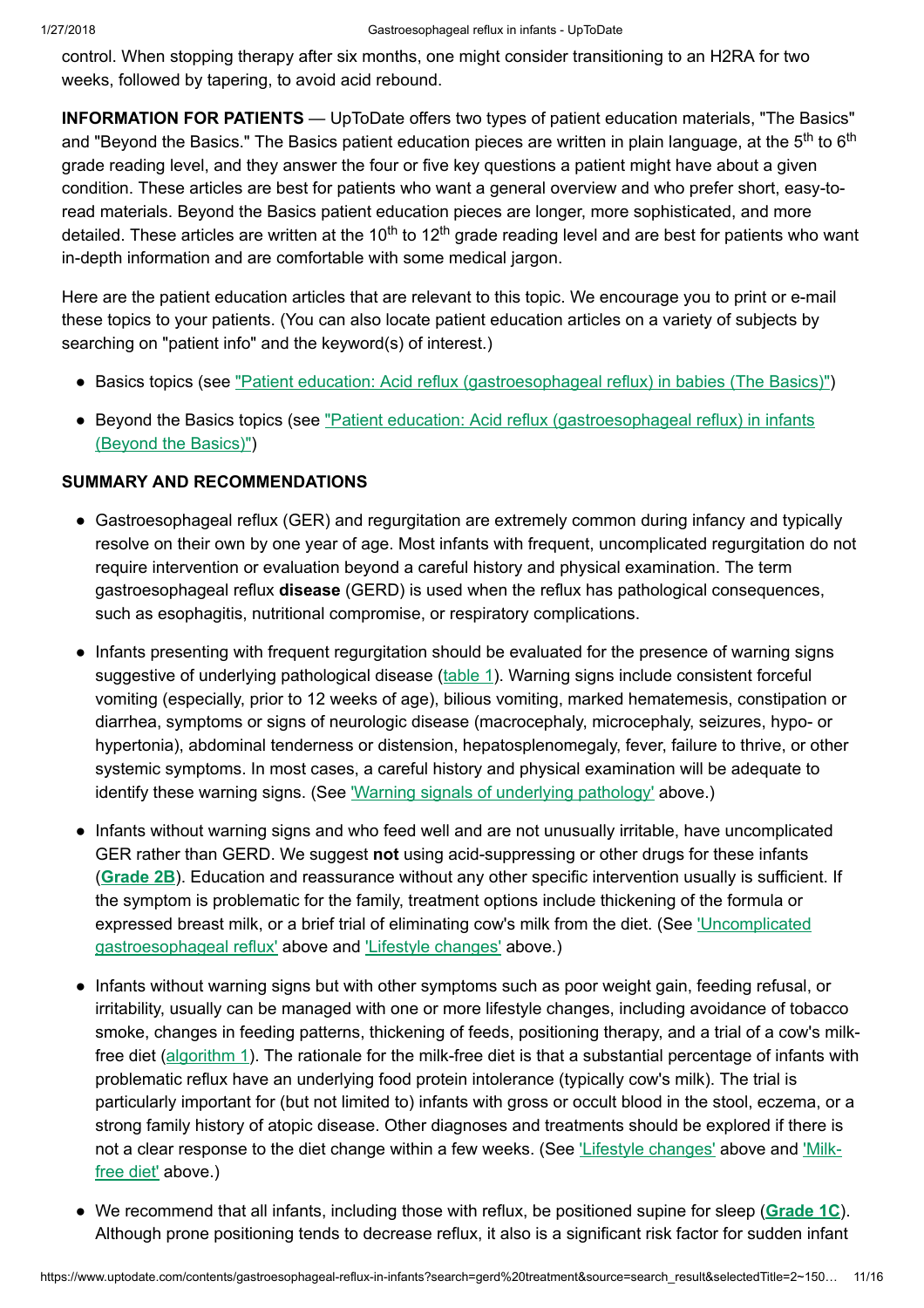control. When stopping therapy after six months, one might consider transitioning to an H2RA for two weeks, followed by tapering, to avoid acid rebound.

**INFORMATION FOR PATIENTS** — UpToDate offers two types of patient education materials, "The Basics" and "Beyond the Basics." The Basics patient education pieces are written in plain language, at the 5th to 6th grade reading level, and they answer the four or five key questions a patient might have about a given condition. These articles are best for patients who want a general overview and who prefer short, easy-to-read materials. Beyond the Basics patient education pieces are longer, more sophisticated, and more detailed. These articles are written at the 10th to 12th grade reading level and are best for patients who want in-depth information and are comfortable with some medical jargon.

Here are the patient education articles that are relevant to this topic. We encourage you to print or e-mail these topics to your patients. (You can also locate patient education articles on a variety of subjects by searching on "patient info" and the keyword(s) of interest.)

- Basics topics (see "Patient education: Acid reflux (gastroesophageal reflux) in babies (The Basics)")
- Beyond the Basics topics (see "Patient education: Acid reflux (gastroesophageal reflux) in infants (Beyond the Basics)")

**SUMMARY AND RECOMMENDATIONS**

- Gastroesophageal reflux (GER) and regurgitation are extremely common during infancy and typically resolve on their own by one year of age. Most infants with frequent, uncomplicated regurgitation do not require intervention or evaluation beyond a careful history and physical examination. The term gastroesophageal reflux **disease** (GERD) is used when the reflux has pathological consequences, such as esophagitis, nutritional compromise, or respiratory complications.
- Infants presenting with frequent regurgitation should be evaluated for the presence of warning signs suggestive of underlying pathological disease (table 1). Warning signs include consistent forceful vomiting (especially, prior to 12 weeks of age), bilious vomiting, marked hematemesis, constipation or diarrhea, symptoms or signs of neurologic disease (macrocephaly, microcephaly, seizures, hypo- or hypertonia), abdominal tenderness or distension, hepatosplenomegaly, fever, failure to thrive, or other systemic symptoms. In most cases, a careful history and physical examination will be adequate to identify these warning signs. (See 'Warning signals of underlying pathology' above.)
- Infants without warning signs and who feed well and are not unusually irritable, have uncomplicated GER rather than GERD. We suggest **not** using acid-suppressing or other drugs for these infants (**Grade 2B**). Education and reassurance without any other specific intervention usually is sufficient. If the symptom is problematic for the family, treatment options include thickening of the formula or expressed breast milk, or a brief trial of eliminating cow's milk from the diet. (See 'Uncomplicated gastroesophageal reflux' above and 'Lifestyle changes' above.)
- Infants without warning signs but with other symptoms such as poor weight gain, feeding refusal, or irritability, usually can be managed with one or more lifestyle changes, including avoidance of tobacco smoke, changes in feeding patterns, thickening of feeds, positioning therapy, and a trial of a cow's milk-free diet (algorithm 1). The rationale for the milk-free diet is that a substantial percentage of infants with problematic reflux have an underlying food protein intolerance (typically cow's milk). The trial is particularly important for (but not limited to) infants with gross or occult blood in the stool, eczema, or a strong family history of atopic disease. Other diagnoses and treatments should be explored if there is not a clear response to the diet change within a few weeks. (See 'Lifestyle changes' above and 'Milk-free diet' above.)
- We recommend that all infants, including those with reflux, be positioned supine for sleep (**Grade 1C**). Although prone positioning tends to decrease reflux, it also is a significant risk factor for sudden infant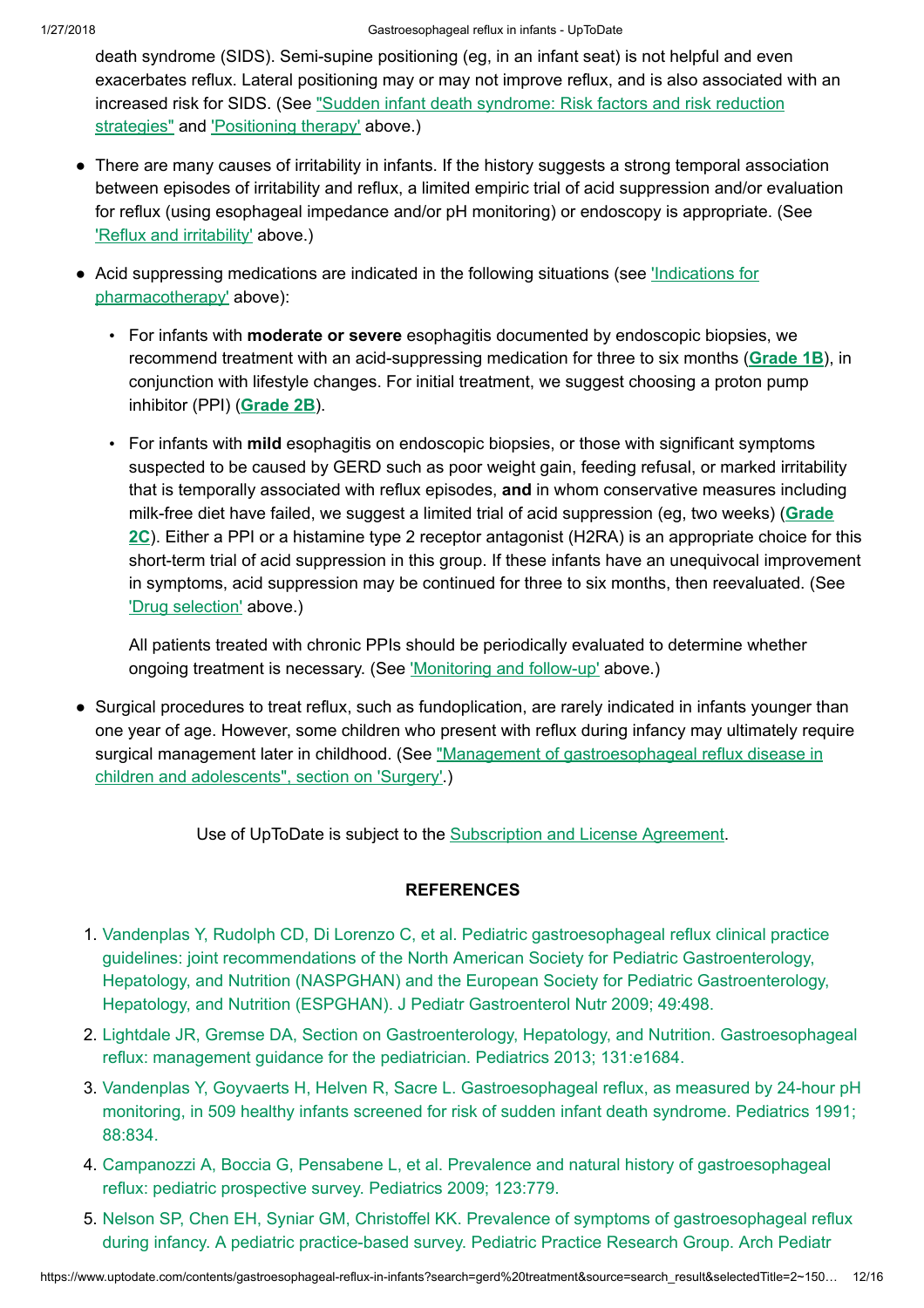death syndrome (SIDS). Semi-supine positioning (eg, in an infant seat) is not helpful and even exacerbates reflux. Lateral positioning may or may not improve reflux, and is also associated with an increased risk for SIDS. (See "Sudden infant death syndrome: Risk factors and risk reduction strategies" and 'Positioning therapy' above.)

- There are many causes of irritability in infants. If the history suggests a strong temporal association between episodes of irritability and reflux, a limited empiric trial of acid suppression and/or evaluation for reflux (using esophageal impedance and/or pH monitoring) or endoscopy is appropriate. (See 'Reflux and irritability' above.)

- Acid suppressing medications are indicated in the following situations (see 'Indications for pharmacotherapy' above):

  - For infants with **moderate or severe** esophagitis documented by endoscopic biopsies, we recommend treatment with an acid-suppressing medication for three to six months (**Grade 1B**), in conjunction with lifestyle changes. For initial treatment, we suggest choosing a proton pump inhibitor (PPI) (**Grade 2B**).

  - For infants with **mild** esophagitis on endoscopic biopsies, or those with significant symptoms suspected to be caused by GERD such as poor weight gain, feeding refusal, or marked irritability that is temporally associated with reflux episodes, **and** in whom conservative measures including milk-free diet have failed, we suggest a limited trial of acid suppression (eg, two weeks) (**Grade 2C**). Either a PPI or a histamine type 2 receptor antagonist (H2RA) is an appropriate choice for this short-term trial of acid suppression in this group. If these infants have an unequivocal improvement in symptoms, acid suppression may be continued for three to six months, then reevaluated. (See 'Drug selection' above.)

    All patients treated with chronic PPIs should be periodically evaluated to determine whether ongoing treatment is necessary. (See 'Monitoring and follow-up' above.)

- Surgical procedures to treat reflux, such as fundoplication, are rarely indicated in infants younger than one year of age. However, some children who present with reflux during infancy may ultimately require surgical management later in childhood. (See "Management of gastroesophageal reflux disease in children and adolescents", section on 'Surgery'.)

Use of UpToDate is subject to the Subscription and License Agreement.

## REFERENCES

1. Vandenplas Y, Rudolph CD, Di Lorenzo C, et al. Pediatric gastroesophageal reflux clinical practice guidelines: joint recommendations of the North American Society for Pediatric Gastroenterology, Hepatology, and Nutrition (NASPGHAN) and the European Society for Pediatric Gastroenterology, Hepatology, and Nutrition (ESPGHAN). J Pediatr Gastroenterol Nutr 2009; 49:498.
2. Lightdale JR, Gremse DA, Section on Gastroenterology, Hepatology, and Nutrition. Gastroesophageal reflux: management guidance for the pediatrician. Pediatrics 2013; 131:e1684.
3. Vandenplas Y, Goyvaerts H, Helven R, Sacre L. Gastroesophageal reflux, as measured by 24-hour pH monitoring, in 509 healthy infants screened for risk of sudden infant death syndrome. Pediatrics 1991; 88:834.
4. Campanozzi A, Boccia G, Pensabene L, et al. Prevalence and natural history of gastroesophageal reflux: pediatric prospective survey. Pediatrics 2009; 123:779.
5. Nelson SP, Chen EH, Syniar GM, Christoffel KK. Prevalence of symptoms of gastroesophageal reflux during infancy. A pediatric practice-based survey. Pediatric Practice Research Group. Arch Pediatr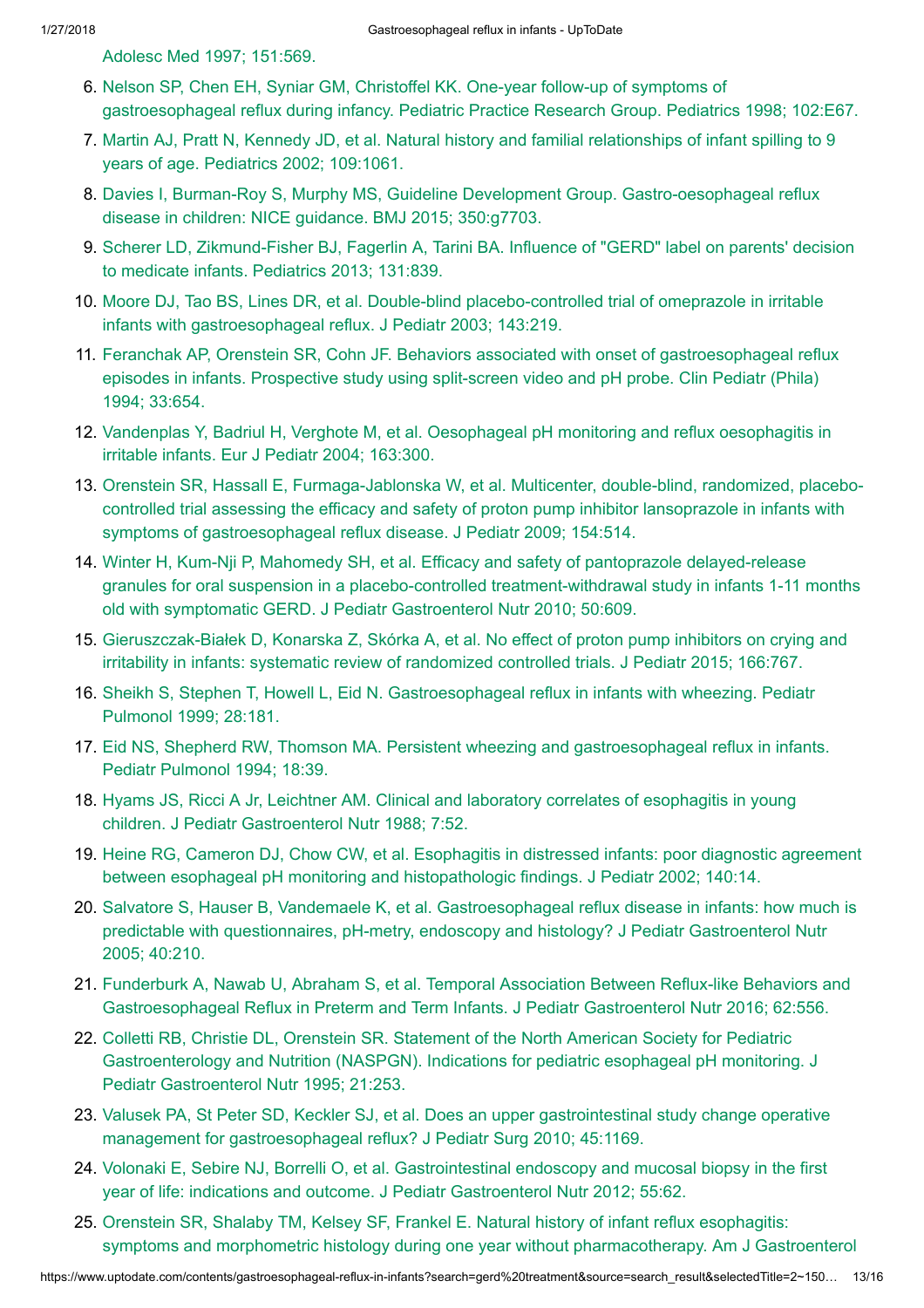Adolesc Med 1997; 151:569.

6. Nelson SP, Chen EH, Syniar GM, Christoffel KK. One-year follow-up of symptoms of gastroesophageal reflux during infancy. Pediatric Practice Research Group. Pediatrics 1998; 102:E67.
7. Martin AJ, Pratt N, Kennedy JD, et al. Natural history and familial relationships of infant spilling to 9 years of age. Pediatrics 2002; 109:1061.
8. Davies I, Burman-Roy S, Murphy MS, Guideline Development Group. Gastro-oesophageal reflux disease in children: NICE guidance. BMJ 2015; 350:g7703.
9. Scherer LD, Zikmund-Fisher BJ, Fagerlin A, Tarini BA. Influence of "GERD" label on parents' decision to medicate infants. Pediatrics 2013; 131:839.
10. Moore DJ, Tao BS, Lines DR, et al. Double-blind placebo-controlled trial of omeprazole in irritable infants with gastroesophageal reflux. J Pediatr 2003; 143:219.
11. Feranchak AP, Orenstein SR, Cohn JF. Behaviors associated with onset of gastroesophageal reflux episodes in infants. Prospective study using split-screen video and pH probe. Clin Pediatr (Phila) 1994; 33:654.
12. Vandenplas Y, Badriul H, Verghote M, et al. Oesophageal pH monitoring and reflux oesophagitis in irritable infants. Eur J Pediatr 2004; 163:300.
13. Orenstein SR, Hassall E, Furmaga-Jablonska W, et al. Multicenter, double-blind, randomized, placebo-controlled trial assessing the efficacy and safety of proton pump inhibitor lansoprazole in infants with symptoms of gastroesophageal reflux disease. J Pediatr 2009; 154:514.
14. Winter H, Kum-Nji P, Mahomedy SH, et al. Efficacy and safety of pantoprazole delayed-release granules for oral suspension in a placebo-controlled treatment-withdrawal study in infants 1-11 months old with symptomatic GERD. J Pediatr Gastroenterol Nutr 2010; 50:609.
15. Gieruszczak-Białek D, Konarska Z, Skórka A, et al. No effect of proton pump inhibitors on crying and irritability in infants: systematic review of randomized controlled trials. J Pediatr 2015; 166:767.
16. Sheikh S, Stephen T, Howell L, Eid N. Gastroesophageal reflux in infants with wheezing. Pediatr Pulmonol 1999; 28:181.
17. Eid NS, Shepherd RW, Thomson MA. Persistent wheezing and gastroesophageal reflux in infants. Pediatr Pulmonol 1994; 18:39.
18. Hyams JS, Ricci A Jr, Leichtner AM. Clinical and laboratory correlates of esophagitis in young children. J Pediatr Gastroenterol Nutr 1988; 7:52.
19. Heine RG, Cameron DJ, Chow CW, et al. Esophagitis in distressed infants: poor diagnostic agreement between esophageal pH monitoring and histopathologic findings. J Pediatr 2002; 140:14.
20. Salvatore S, Hauser B, Vandemaele K, et al. Gastroesophageal reflux disease in infants: how much is predictable with questionnaires, pH-metry, endoscopy and histology? J Pediatr Gastroenterol Nutr 2005; 40:210.
21. Funderburk A, Nawab U, Abraham S, et al. Temporal Association Between Reflux-like Behaviors and Gastroesophageal Reflux in Preterm and Term Infants. J Pediatr Gastroenterol Nutr 2016; 62:556.
22. Colletti RB, Christie DL, Orenstein SR. Statement of the North American Society for Pediatric Gastroenterology and Nutrition (NASPGN). Indications for pediatric esophageal pH monitoring. J Pediatr Gastroenterol Nutr 1995; 21:253.
23. Valusek PA, St Peter SD, Keckler SJ, et al. Does an upper gastrointestinal study change operative management for gastroesophageal reflux? J Pediatr Surg 2010; 45:1169.
24. Volonaki E, Sebire NJ, Borrelli O, et al. Gastrointestinal endoscopy and mucosal biopsy in the first year of life: indications and outcome. J Pediatr Gastroenterol Nutr 2012; 55:62.
25. Orenstein SR, Shalaby TM, Kelsey SF, Frankel E. Natural history of infant reflux esophagitis: symptoms and morphometric histology during one year without pharmacotherapy. Am J Gastroenterol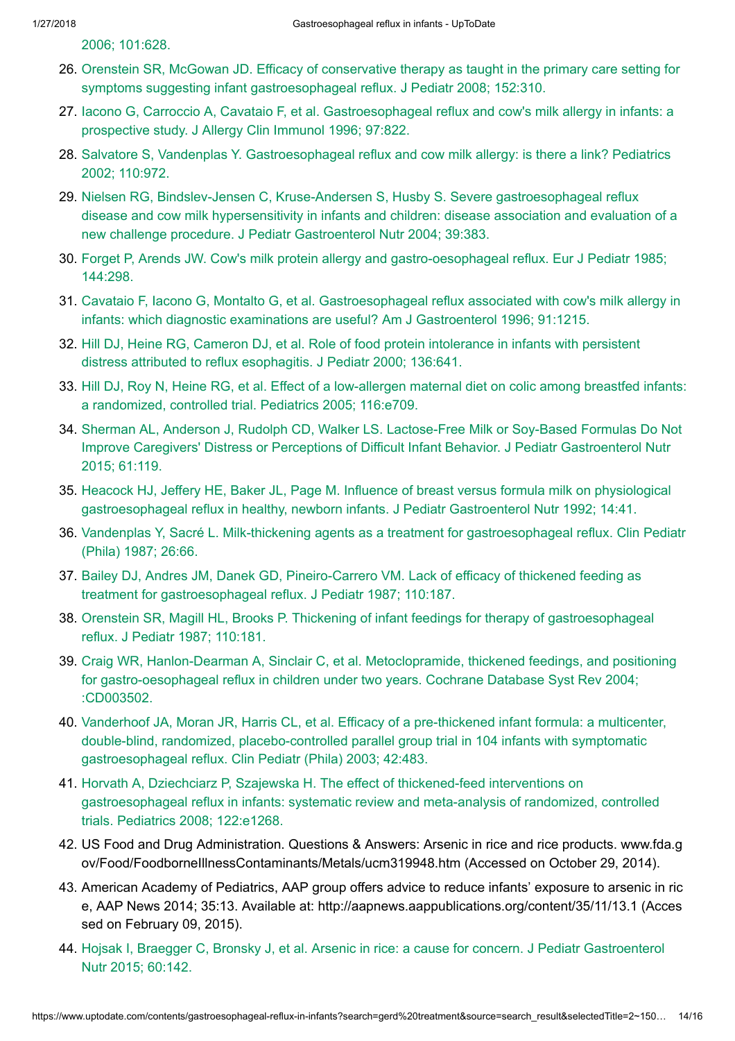2006; 101:628.

26. Orenstein SR, McGowan JD. Efficacy of conservative therapy as taught in the primary care setting for symptoms suggesting infant gastroesophageal reflux. J Pediatr 2008; 152:310.
27. Iacono G, Carroccio A, Cavataio F, et al. Gastroesophageal reflux and cow's milk allergy in infants: a prospective study. J Allergy Clin Immunol 1996; 97:822.
28. Salvatore S, Vandenplas Y. Gastroesophageal reflux and cow milk allergy: is there a link? Pediatrics 2002; 110:972.
29. Nielsen RG, Bindslev-Jensen C, Kruse-Andersen S, Husby S. Severe gastroesophageal reflux disease and cow milk hypersensitivity in infants and children: disease association and evaluation of a new challenge procedure. J Pediatr Gastroenterol Nutr 2004; 39:383.
30. Forget P, Arends JW. Cow's milk protein allergy and gastro-oesophageal reflux. Eur J Pediatr 1985; 144:298.
31. Cavataio F, Iacono G, Montalto G, et al. Gastroesophageal reflux associated with cow's milk allergy in infants: which diagnostic examinations are useful? Am J Gastroenterol 1996; 91:1215.
32. Hill DJ, Heine RG, Cameron DJ, et al. Role of food protein intolerance in infants with persistent distress attributed to reflux esophagitis. J Pediatr 2000; 136:641.
33. Hill DJ, Roy N, Heine RG, et al. Effect of a low-allergen maternal diet on colic among breastfed infants: a randomized, controlled trial. Pediatrics 2005; 116:e709.
34. Sherman AL, Anderson J, Rudolph CD, Walker LS. Lactose-Free Milk or Soy-Based Formulas Do Not Improve Caregivers' Distress or Perceptions of Difficult Infant Behavior. J Pediatr Gastroenterol Nutr 2015; 61:119.
35. Heacock HJ, Jeffery HE, Baker JL, Page M. Influence of breast versus formula milk on physiological gastroesophageal reflux in healthy, newborn infants. J Pediatr Gastroenterol Nutr 1992; 14:41.
36. Vandenplas Y, Sacré L. Milk-thickening agents as a treatment for gastroesophageal reflux. Clin Pediatr (Phila) 1987; 26:66.
37. Bailey DJ, Andres JM, Danek GD, Pineiro-Carrero VM. Lack of efficacy of thickened feeding as treatment for gastroesophageal reflux. J Pediatr 1987; 110:187.
38. Orenstein SR, Magill HL, Brooks P. Thickening of infant feedings for therapy of gastroesophageal reflux. J Pediatr 1987; 110:181.
39. Craig WR, Hanlon-Dearman A, Sinclair C, et al. Metoclopramide, thickened feedings, and positioning for gastro-oesophageal reflux in children under two years. Cochrane Database Syst Rev 2004; :CD003502.
40. Vanderhoof JA, Moran JR, Harris CL, et al. Efficacy of a pre-thickened infant formula: a multicenter, double-blind, randomized, placebo-controlled parallel group trial in 104 infants with symptomatic gastroesophageal reflux. Clin Pediatr (Phila) 2003; 42:483.
41. Horvath A, Dziechciarz P, Szajewska H. The effect of thickened-feed interventions on gastroesophageal reflux in infants: systematic review and meta-analysis of randomized, controlled trials. Pediatrics 2008; 122:e1268.
42. US Food and Drug Administration. Questions & Answers: Arsenic in rice and rice products. www.fda.gov/Food/FoodborneIllnessContaminants/Metals/ucm319948.htm (Accessed on October 29, 2014).
43. American Academy of Pediatrics, AAP group offers advice to reduce infants' exposure to arsenic in rice, AAP News 2014; 35:13. Available at: http://aapnews.aappublications.org/content/35/11/13.1 (Accessed on February 09, 2015).
44. Hojsak I, Braegger C, Bronsky J, et al. Arsenic in rice: a cause for concern. J Pediatr Gastroenterol Nutr 2015; 60:142.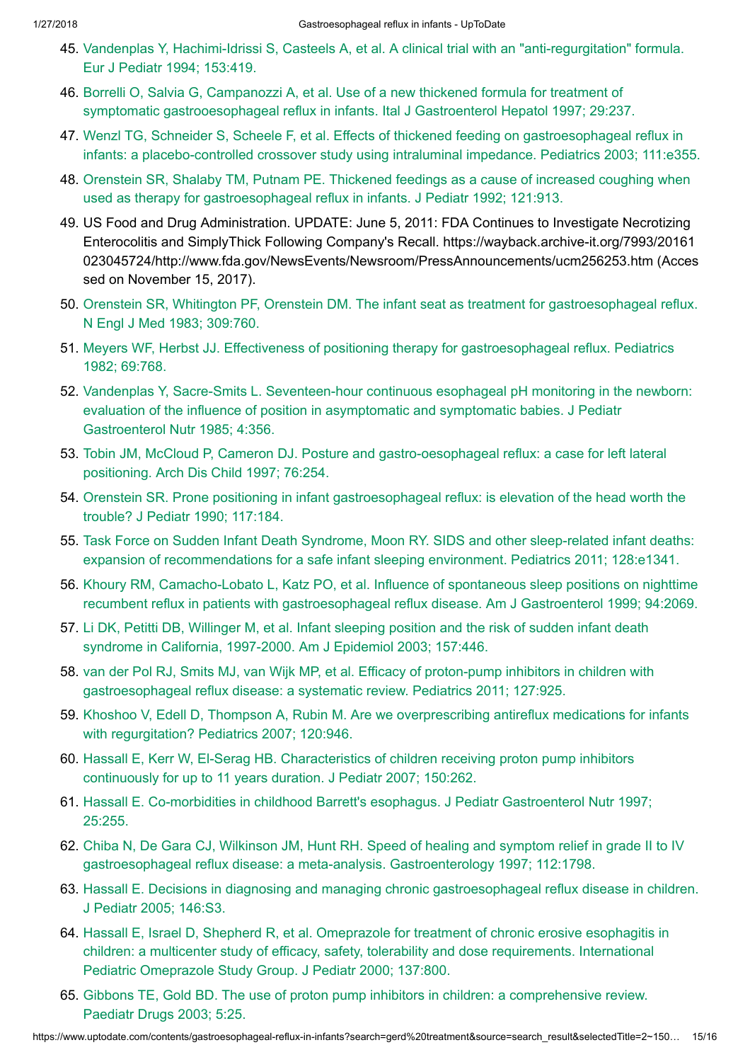45. Vandenplas Y, Hachimi-Idrissi S, Casteels A, et al. A clinical trial with an "anti-regurgitation" formula. Eur J Pediatr 1994; 153:419.
46. Borrelli O, Salvia G, Campanozzi A, et al. Use of a new thickened formula for treatment of symptomatic gastrooesophageal reflux in infants. Ital J Gastroenterol Hepatol 1997; 29:237.
47. Wenzl TG, Schneider S, Scheele F, et al. Effects of thickened feeding on gastroesophageal reflux in infants: a placebo-controlled crossover study using intraluminal impedance. Pediatrics 2003; 111:e355.
48. Orenstein SR, Shalaby TM, Putnam PE. Thickened feedings as a cause of increased coughing when used as therapy for gastroesophageal reflux in infants. J Pediatr 1992; 121:913.
49. US Food and Drug Administration. UPDATE: June 5, 2011: FDA Continues to Investigate Necrotizing Enterocolitis and SimplyThick Following Company's Recall. https://wayback.archive-it.org/7993/20161023045724/http://www.fda.gov/NewsEvents/Newsroom/PressAnnouncements/ucm256253.htm (Accessed on November 15, 2017).
50. Orenstein SR, Whitington PF, Orenstein DM. The infant seat as treatment for gastroesophageal reflux. N Engl J Med 1983; 309:760.
51. Meyers WF, Herbst JJ. Effectiveness of positioning therapy for gastroesophageal reflux. Pediatrics 1982; 69:768.
52. Vandenplas Y, Sacre-Smits L. Seventeen-hour continuous esophageal pH monitoring in the newborn: evaluation of the influence of position in asymptomatic and symptomatic babies. J Pediatr Gastroenterol Nutr 1985; 4:356.
53. Tobin JM, McCloud P, Cameron DJ. Posture and gastro-oesophageal reflux: a case for left lateral positioning. Arch Dis Child 1997; 76:254.
54. Orenstein SR. Prone positioning in infant gastroesophageal reflux: is elevation of the head worth the trouble? J Pediatr 1990; 117:184.
55. Task Force on Sudden Infant Death Syndrome, Moon RY. SIDS and other sleep-related infant deaths: expansion of recommendations for a safe infant sleeping environment. Pediatrics 2011; 128:e1341.
56. Khoury RM, Camacho-Lobato L, Katz PO, et al. Influence of spontaneous sleep positions on nighttime recumbent reflux in patients with gastroesophageal reflux disease. Am J Gastroenterol 1999; 94:2069.
57. Li DK, Petitti DB, Willinger M, et al. Infant sleeping position and the risk of sudden infant death syndrome in California, 1997-2000. Am J Epidemiol 2003; 157:446.
58. van der Pol RJ, Smits MJ, van Wijk MP, et al. Efficacy of proton-pump inhibitors in children with gastroesophageal reflux disease: a systematic review. Pediatrics 2011; 127:925.
59. Khoshoo V, Edell D, Thompson A, Rubin M. Are we overprescribing antireflux medications for infants with regurgitation? Pediatrics 2007; 120:946.
60. Hassall E, Kerr W, El-Serag HB. Characteristics of children receiving proton pump inhibitors continuously for up to 11 years duration. J Pediatr 2007; 150:262.
61. Hassall E. Co-morbidities in childhood Barrett's esophagus. J Pediatr Gastroenterol Nutr 1997; 25:255.
62. Chiba N, De Gara CJ, Wilkinson JM, Hunt RH. Speed of healing and symptom relief in grade II to IV gastroesophageal reflux disease: a meta-analysis. Gastroenterology 1997; 112:1798.
63. Hassall E. Decisions in diagnosing and managing chronic gastroesophageal reflux disease in children. J Pediatr 2005; 146:S3.
64. Hassall E, Israel D, Shepherd R, et al. Omeprazole for treatment of chronic erosive esophagitis in children: a multicenter study of efficacy, safety, tolerability and dose requirements. International Pediatric Omeprazole Study Group. J Pediatr 2000; 137:800.
65. Gibbons TE, Gold BD. The use of proton pump inhibitors in children: a comprehensive review. Paediatr Drugs 2003; 5:25.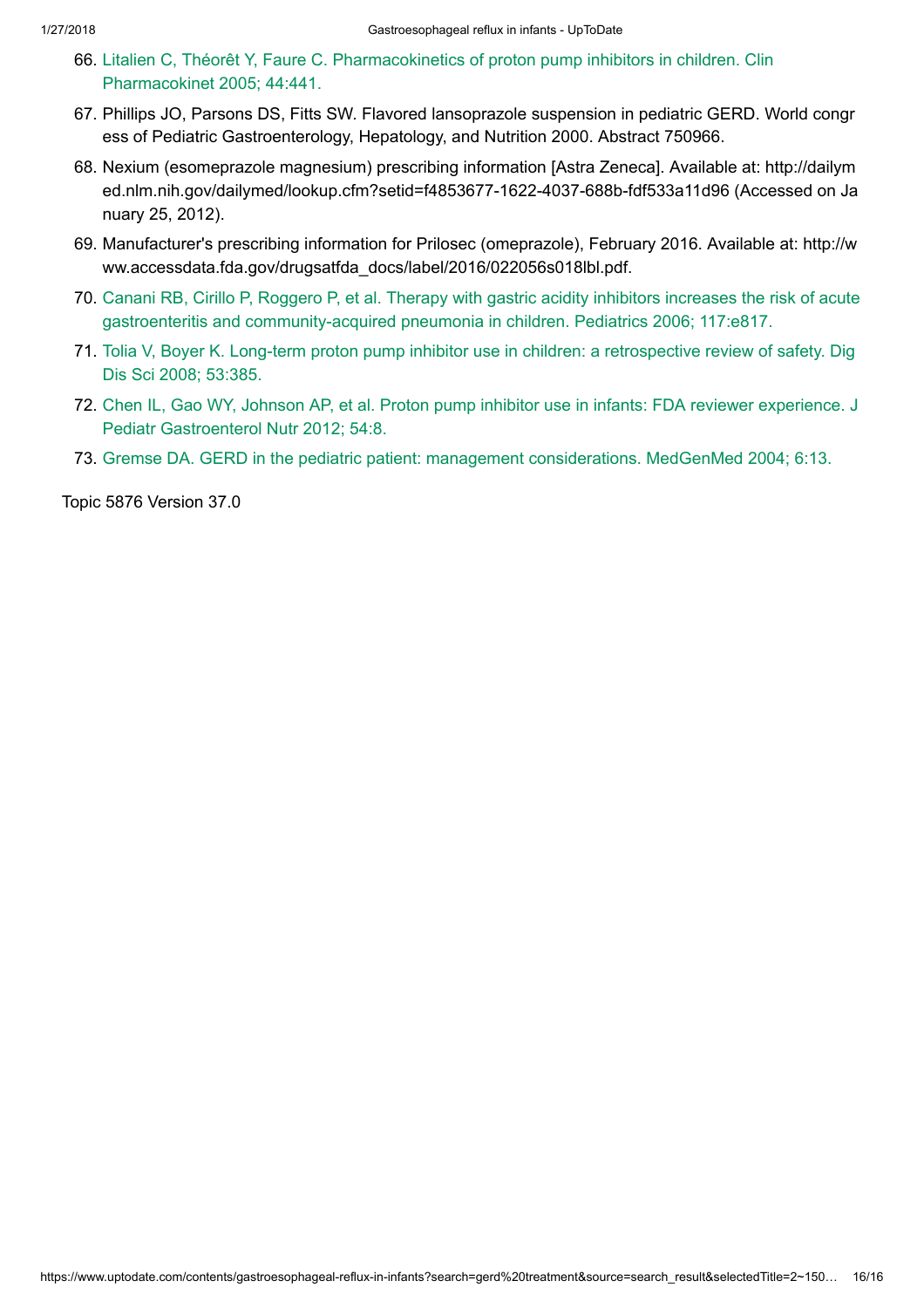66. Litalien C, Théorêt Y, Faure C. Pharmacokinetics of proton pump inhibitors in children. Clin Pharmacokinet 2005; 44:441.
67. Phillips JO, Parsons DS, Fitts SW. Flavored lansoprazole suspension in pediatric GERD. World congress of Pediatric Gastroenterology, Hepatology, and Nutrition 2000. Abstract 750966.
68. Nexium (esomeprazole magnesium) prescribing information [Astra Zeneca]. Available at: http://dailymed.nlm.nih.gov/dailymed/lookup.cfm?setid=f4853677-1622-4037-688b-fdf533a11d96 (Accessed on January 25, 2012).
69. Manufacturer's prescribing information for Prilosec (omeprazole), February 2016. Available at: http://www.accessdata.fda.gov/drugsatfda_docs/label/2016/022056s018lbl.pdf.
70. Canani RB, Cirillo P, Roggero P, et al. Therapy with gastric acidity inhibitors increases the risk of acute gastroenteritis and community-acquired pneumonia in children. Pediatrics 2006; 117:e817.
71. Tolia V, Boyer K. Long-term proton pump inhibitor use in children: a retrospective review of safety. Dig Dis Sci 2008; 53:385.
72. Chen IL, Gao WY, Johnson AP, et al. Proton pump inhibitor use in infants: FDA reviewer experience. J Pediatr Gastroenterol Nutr 2012; 54:8.
73. Gremse DA. GERD in the pediatric patient: management considerations. MedGenMed 2004; 6:13.

Topic 5876 Version 37.0